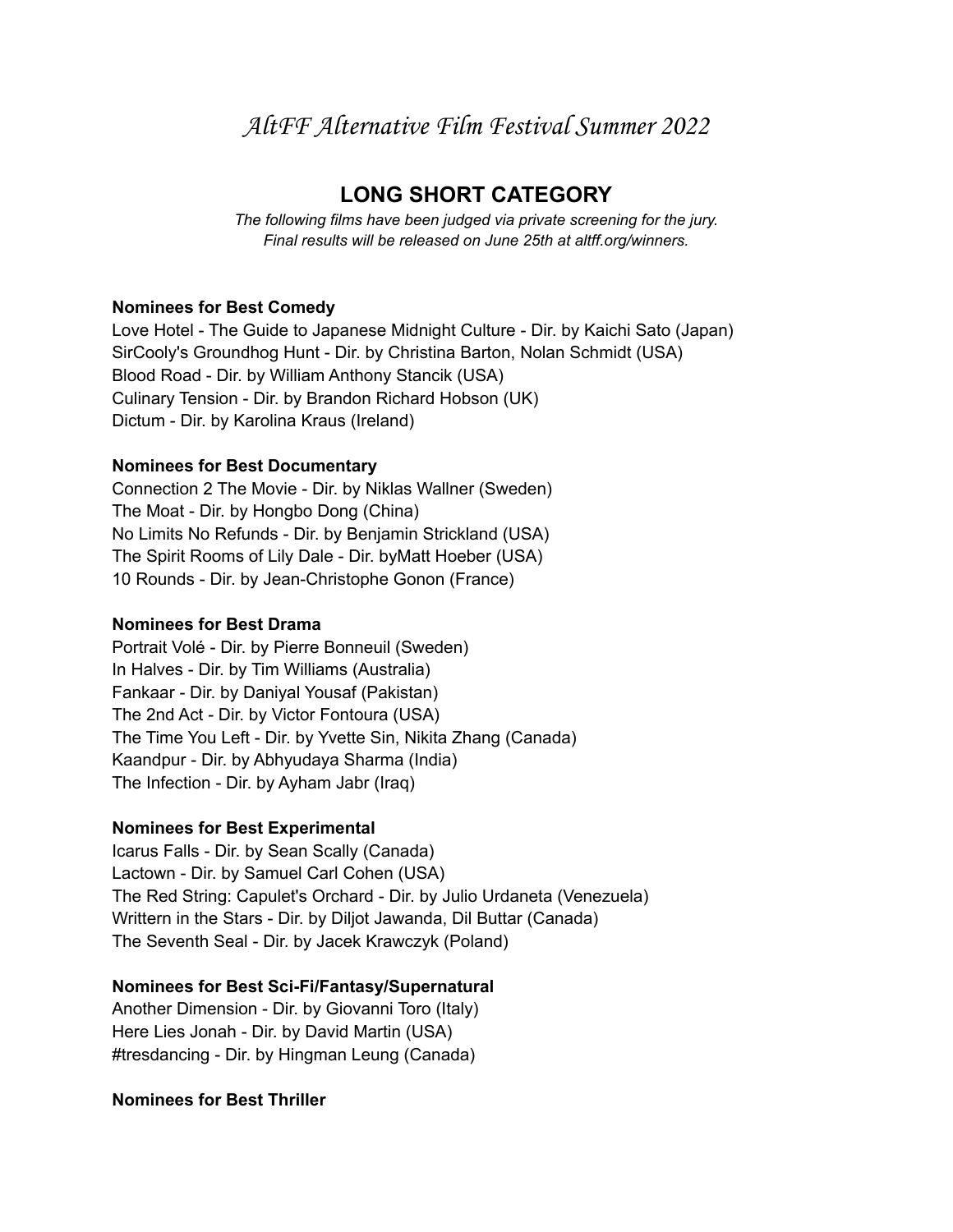# *AltFF Alternative Film Festival Summer 2022*

## LONG SHORT CATEGORY

*The following films have been judged via private screening for the jury.*
*Final results will be released on June 25th at altff.org/winners.*

**Nominees for Best Comedy**

Love Hotel - The Guide to Japanese Midnight Culture - Dir. by Kaichi Sato (Japan)
SirCooly's Groundhog Hunt - Dir. by Christina Barton, Nolan Schmidt (USA)
Blood Road - Dir. by William Anthony Stancik (USA)
Culinary Tension - Dir. by Brandon Richard Hobson (UK)
Dictum - Dir. by Karolina Kraus (Ireland)

**Nominees for Best Documentary**

Connection 2 The Movie - Dir. by Niklas Wallner (Sweden)
The Moat - Dir. by Hongbo Dong (China)
No Limits No Refunds - Dir. by Benjamin Strickland (USA)
The Spirit Rooms of Lily Dale - Dir. byMatt Hoeber (USA)
10 Rounds - Dir. by Jean-Christophe Gonon (France)

**Nominees for Best Drama**

Portrait Volé - Dir. by Pierre Bonneuil (Sweden)
In Halves - Dir. by Tim Williams (Australia)
Fankaar - Dir. by Daniyal Yousaf (Pakistan)
The 2nd Act - Dir. by Victor Fontoura (USA)
The Time You Left - Dir. by Yvette Sin, Nikita Zhang (Canada)
Kaandpur - Dir. by Abhyudaya Sharma (India)
The Infection - Dir. by Ayham Jabr (Iraq)

**Nominees for Best Experimental**

Icarus Falls - Dir. by Sean Scally (Canada)
Lactown - Dir. by Samuel Carl Cohen (USA)
The Red String: Capulet's Orchard - Dir. by Julio Urdaneta (Venezuela)
Writtern in the Stars - Dir. by Diljot Jawanda, Dil Buttar (Canada)
The Seventh Seal - Dir. by Jacek Krawczyk (Poland)

**Nominees for Best Sci-Fi/Fantasy/Supernatural**

Another Dimension - Dir. by Giovanni Toro (Italy)
Here Lies Jonah - Dir. by David Martin (USA)
#tresdancing - Dir. by Hingman Leung (Canada)

**Nominees for Best Thriller**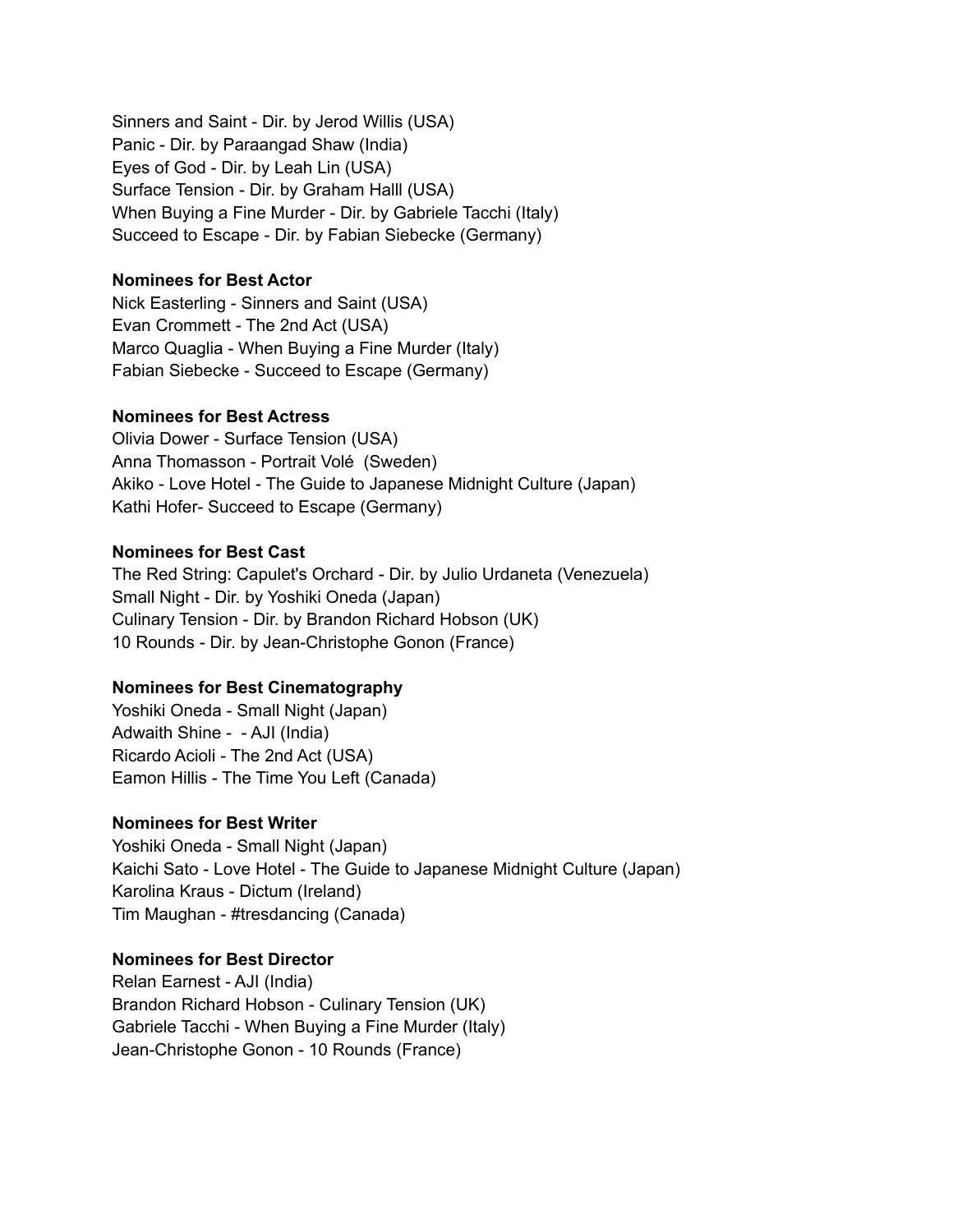Sinners and Saint - Dir. by Jerod Willis (USA)
Panic - Dir. by Paraangad Shaw (India)
Eyes of God - Dir. by Leah Lin (USA)
Surface Tension - Dir. by Graham Halll (USA)
When Buying a Fine Murder - Dir. by Gabriele Tacchi (Italy)
Succeed to Escape - Dir. by Fabian Siebecke (Germany)

**Nominees for Best Actor**
Nick Easterling - Sinners and Saint (USA)
Evan Crommett - The 2nd Act (USA)
Marco Quaglia - When Buying a Fine Murder (Italy)
Fabian Siebecke - Succeed to Escape (Germany)

**Nominees for Best Actress**
Olivia Dower - Surface Tension (USA)
Anna Thomasson - Portrait Volé (Sweden)
Akiko - Love Hotel - The Guide to Japanese Midnight Culture (Japan)
Kathi Hofer- Succeed to Escape (Germany)

**Nominees for Best Cast**
The Red String: Capulet's Orchard - Dir. by Julio Urdaneta (Venezuela)
Small Night - Dir. by Yoshiki Oneda (Japan)
Culinary Tension - Dir. by Brandon Richard Hobson (UK)
10 Rounds - Dir. by Jean-Christophe Gonon (France)

**Nominees for Best Cinematography**
Yoshiki Oneda - Small Night (Japan)
Adwaith Shine - - AJI (India)
Ricardo Acioli - The 2nd Act (USA)
Eamon Hillis - The Time You Left (Canada)

**Nominees for Best Writer**
Yoshiki Oneda - Small Night (Japan)
Kaichi Sato - Love Hotel - The Guide to Japanese Midnight Culture (Japan)
Karolina Kraus - Dictum (Ireland)
Tim Maughan - #tresdancing (Canada)

**Nominees for Best Director**
Relan Earnest - AJI (India)
Brandon Richard Hobson - Culinary Tension (UK)
Gabriele Tacchi - When Buying a Fine Murder (Italy)
Jean-Christophe Gonon - 10 Rounds (France)